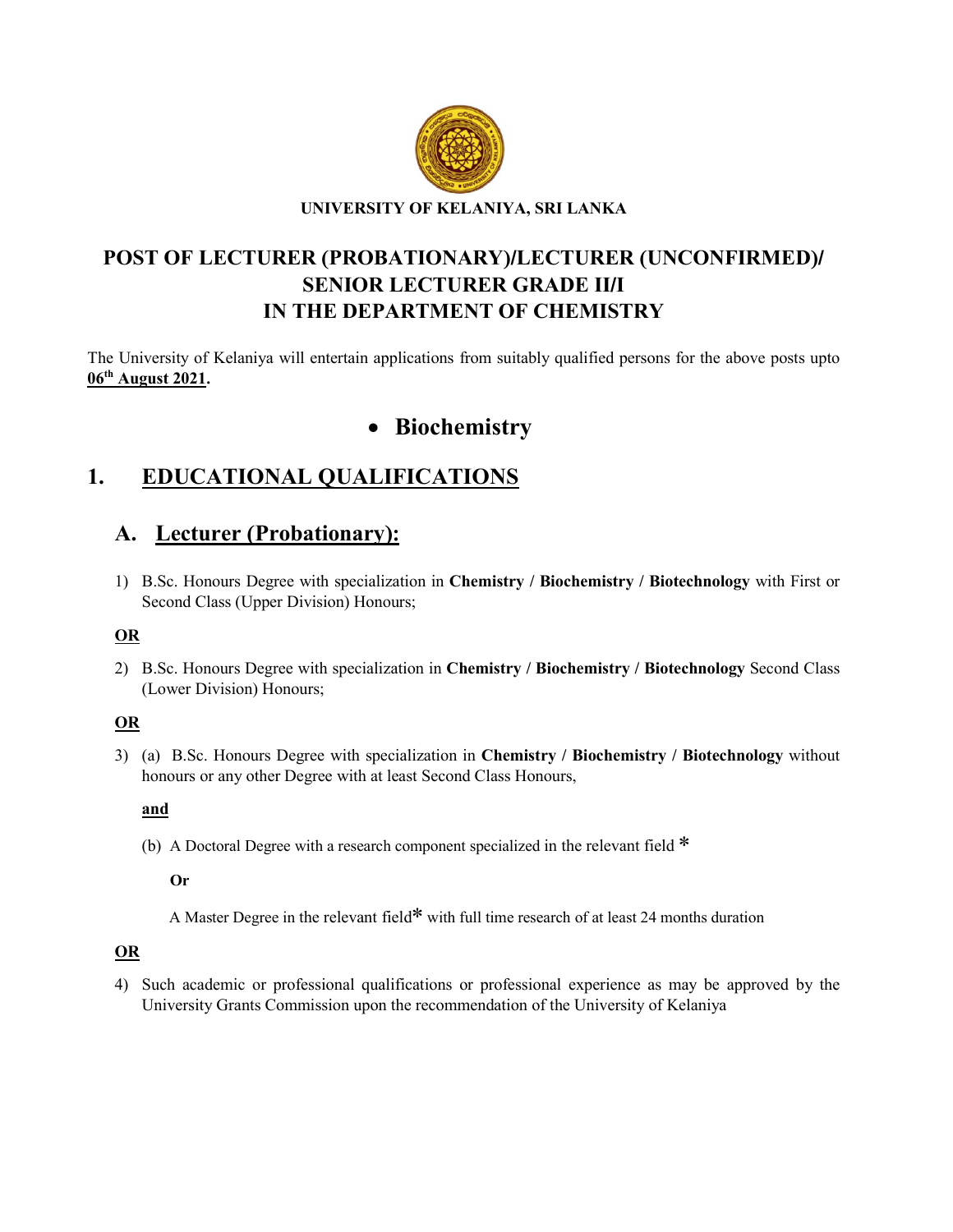**UNIVERSITY OF KELANIYA, SRI LANKA**

# POST OF LECTURER (PROBATIONARY)/LECTURER (UNCONFIRMED)/ SENIOR LECTURER GRADE II/I IN THE DEPARTMENT OF CHEMISTRY

The University of Kelaniya will entertain applications from suitably qualified persons for the above posts upto **06th August 2021.**

- **Biochemistry**

## 1. EDUCATIONAL QUALIFICATIONS

### A. Lecturer (Probationary):

1) B.Sc. Honours Degree with specialization in **Chemistry / Biochemistry / Biotechnology** with First or Second Class (Upper Division) Honours;

**OR**

2) B.Sc. Honours Degree with specialization in **Chemistry / Biochemistry / Biotechnology** Second Class (Lower Division) Honours;

**OR**

3) (a) B.Sc. Honours Degree with specialization in **Chemistry / Biochemistry / Biotechnology** without honours or any other Degree with at least Second Class Honours,

   **and**

   (b) A Doctoral Degree with a research component specialized in the relevant field *

   **Or**

   A Master Degree in the relevant field* with full time research of at least 24 months duration

**OR**

4) Such academic or professional qualifications or professional experience as may be approved by the University Grants Commission upon the recommendation of the University of Kelaniya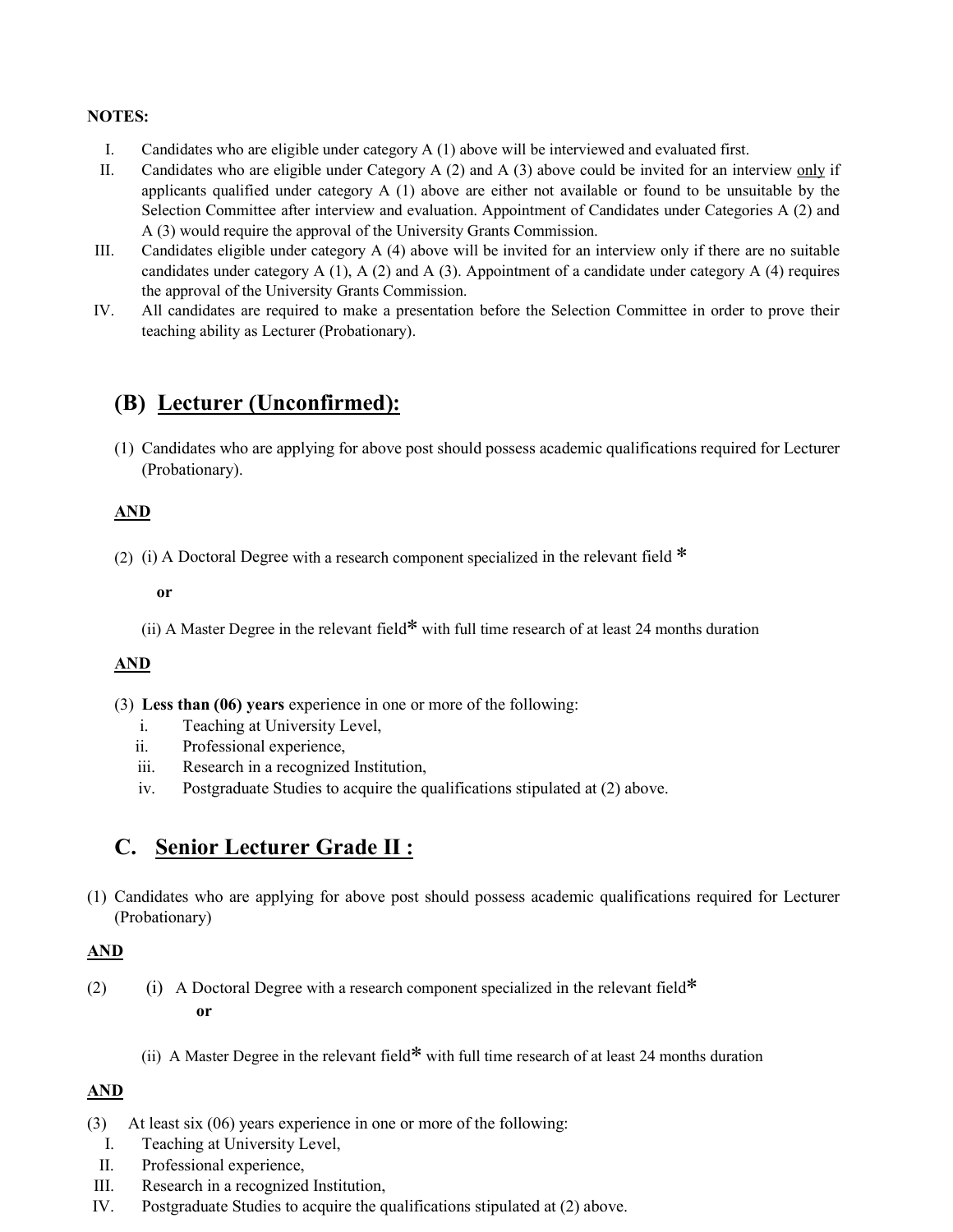**NOTES:**

I. Candidates who are eligible under category A (1) above will be interviewed and evaluated first.

II. Candidates who are eligible under Category A (2) and A (3) above could be invited for an interview only if applicants qualified under category A (1) above are either not available or found to be unsuitable by the Selection Committee after interview and evaluation. Appointment of Candidates under Categories A (2) and A (3) would require the approval of the University Grants Commission.

III. Candidates eligible under category A (4) above will be invited for an interview only if there are no suitable candidates under category A (1), A (2) and A (3). Appointment of a candidate under category A (4) requires the approval of the University Grants Commission.

IV. All candidates are required to make a presentation before the Selection Committee in order to prove their teaching ability as Lecturer (Probationary).

## (B) Lecturer (Unconfirmed):

(1) Candidates who are applying for above post should possess academic qualifications required for Lecturer (Probationary).

**AND**

(2) (i) A Doctoral Degree with a research component specialized in the relevant field *

**or**

(ii) A Master Degree in the relevant field* with full time research of at least 24 months duration

**AND**

(3) **Less than (06) years** experience in one or more of the following:

i. Teaching at University Level,
ii. Professional experience,
iii. Research in a recognized Institution,
iv. Postgraduate Studies to acquire the qualifications stipulated at (2) above.

## C. Senior Lecturer Grade II :

(1) Candidates who are applying for above post should possess academic qualifications required for Lecturer (Probationary)

**AND**

(2) (i) A Doctoral Degree with a research component specialized in the relevant field*

**or**

(ii) A Master Degree in the relevant field* with full time research of at least 24 months duration

**AND**

(3) At least six (06) years experience in one or more of the following:

I. Teaching at University Level,
II. Professional experience,
III. Research in a recognized Institution,
IV. Postgraduate Studies to acquire the qualifications stipulated at (2) above.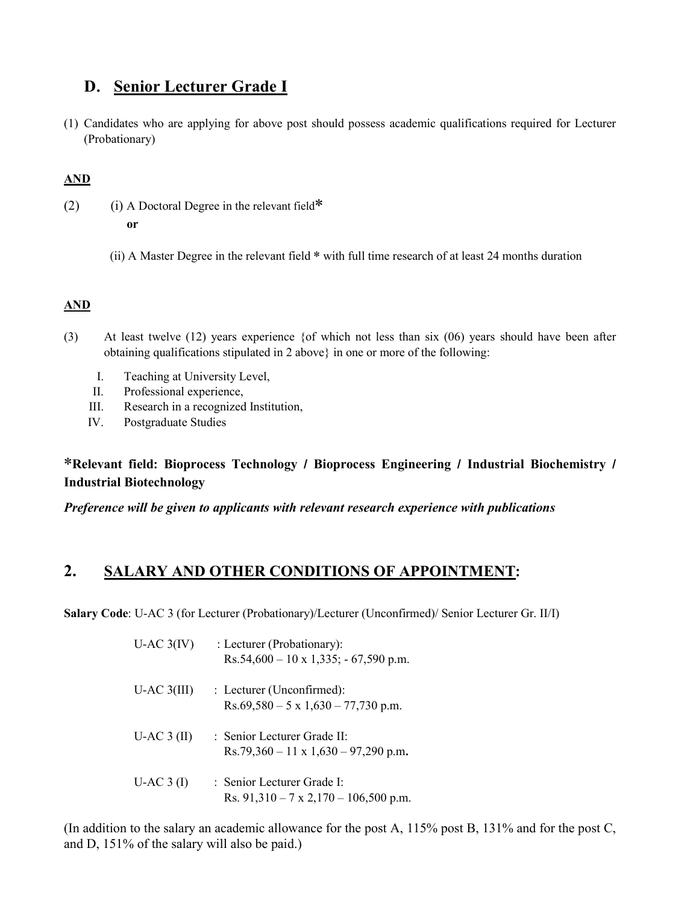## D. Senior Lecturer Grade I

(1) Candidates who are applying for above post should possess academic qualifications required for Lecturer (Probationary)

**AND**

(2) (i) A Doctoral Degree in the relevant field*

**or**

(ii) A Master Degree in the relevant field * with full time research of at least 24 months duration

**AND**

(3) At least twelve (12) years experience {of which not less than six (06) years should have been after obtaining qualifications stipulated in 2 above} in one or more of the following:

I. Teaching at University Level,
II. Professional experience,
III. Research in a recognized Institution,
IV. Postgraduate Studies

**\*Relevant field: Bioprocess Technology / Bioprocess Engineering / Industrial Biochemistry / Industrial Biotechnology**

***Preference will be given to applicants with relevant research experience with publications***

## 2. SALARY AND OTHER CONDITIONS OF APPOINTMENT:

**Salary Code**: U-AC 3 (for Lecturer (Probationary)/Lecturer (Unconfirmed)/ Senior Lecturer Gr. II/I)

U-AC 3(IV) : Lecturer (Probationary):
Rs.54,600 – 10 x 1,335; - 67,590 p.m.

U-AC 3(III) : Lecturer (Unconfirmed):
Rs.69,580 – 5 x 1,630 – 77,730 p.m.

U-AC 3 (II) : Senior Lecturer Grade II:
Rs.79,360 – 11 x 1,630 – 97,290 p.m.

U-AC 3 (I) : Senior Lecturer Grade I:
Rs. 91,310 – 7 x 2,170 – 106,500 p.m.

(In addition to the salary an academic allowance for the post A, 115% post B, 131% and for the post C, and D, 151% of the salary will also be paid.)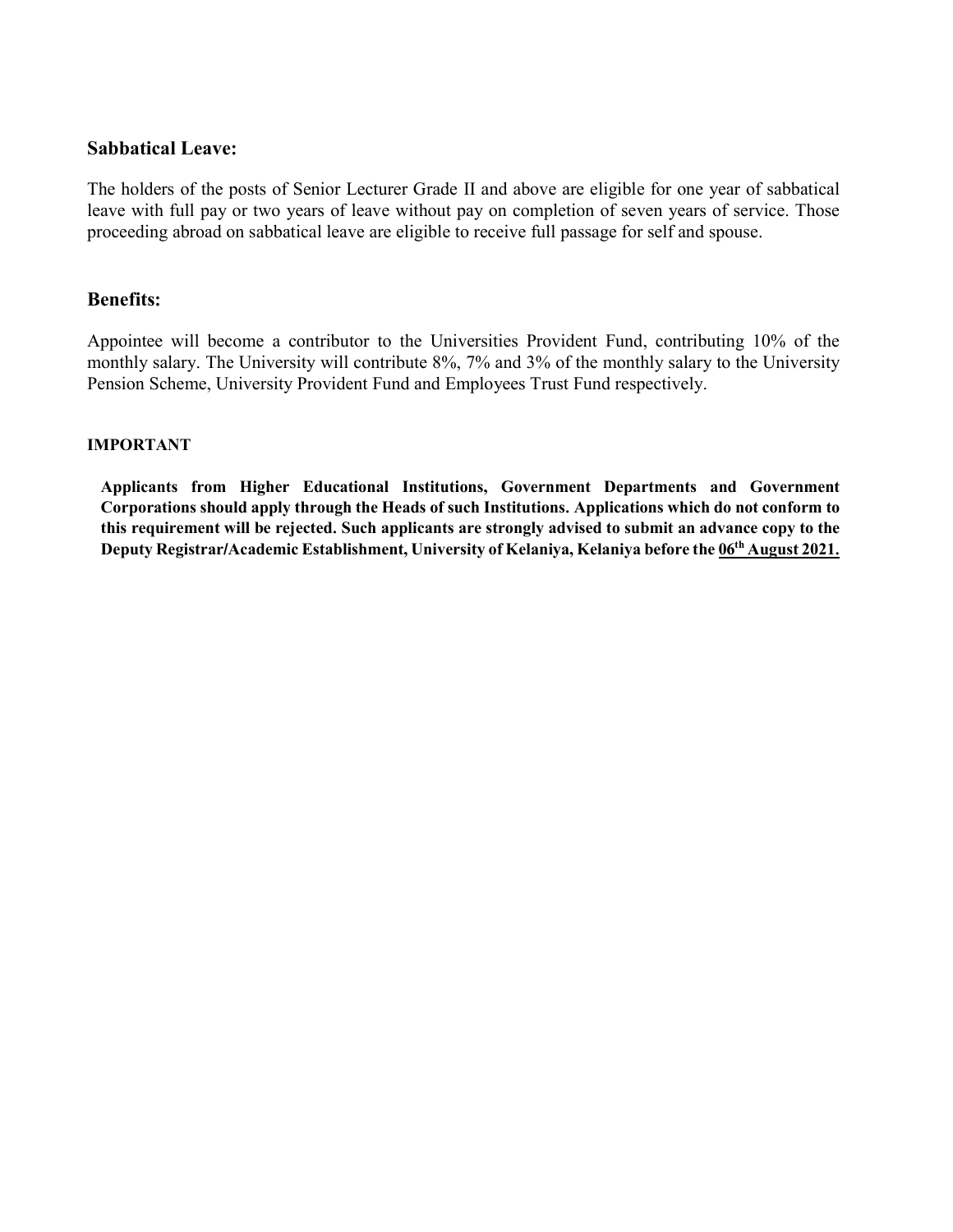## Sabbatical Leave:

The holders of the posts of Senior Lecturer Grade II and above are eligible for one year of sabbatical leave with full pay or two years of leave without pay on completion of seven years of service. Those proceeding abroad on sabbatical leave are eligible to receive full passage for self and spouse.

## Benefits:

Appointee will become a contributor to the Universities Provident Fund, contributing 10% of the monthly salary. The University will contribute 8%, 7% and 3% of the monthly salary to the University Pension Scheme, University Provident Fund and Employees Trust Fund respectively.

**IMPORTANT**

**Applicants from Higher Educational Institutions, Government Departments and Government Corporations should apply through the Heads of such Institutions. Applications which do not conform to this requirement will be rejected. Such applicants are strongly advised to submit an advance copy to the Deputy Registrar/Academic Establishment, University of Kelaniya, Kelaniya before the 06th August 2021.**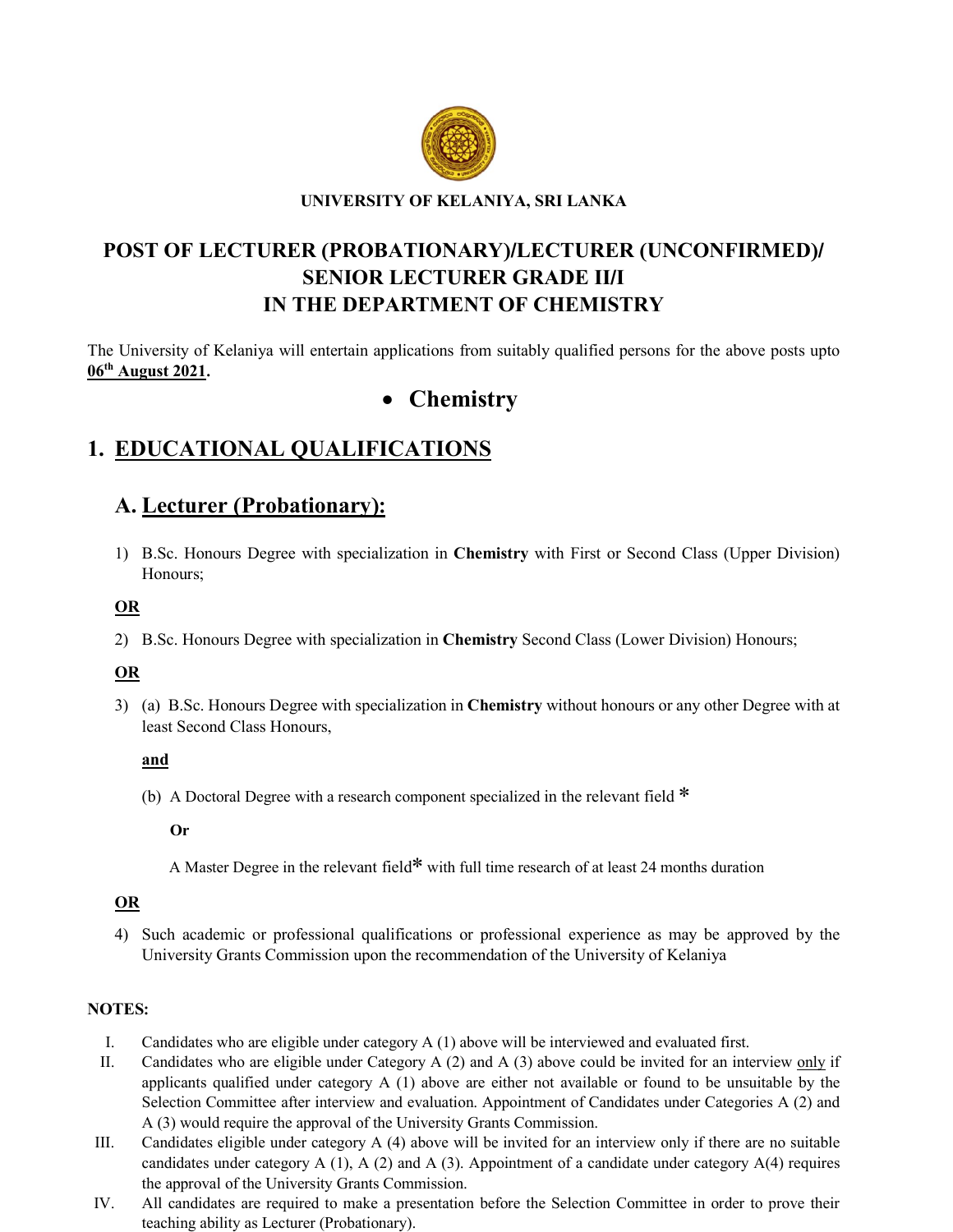**UNIVERSITY OF KELANIYA, SRI LANKA**

# POST OF LECTURER (PROBATIONARY)/LECTURER (UNCONFIRMED)/ SENIOR LECTURER GRADE II/I IN THE DEPARTMENT OF CHEMISTRY

The University of Kelaniya will entertain applications from suitably qualified persons for the above posts upto **06th August 2021.**

- **Chemistry**

## 1. EDUCATIONAL QUALIFICATIONS

### A. Lecturer (Probationary):

1) B.Sc. Honours Degree with specialization in **Chemistry** with First or Second Class (Upper Division) Honours;

**OR**

2) B.Sc. Honours Degree with specialization in **Chemistry** Second Class (Lower Division) Honours;

**OR**

3) (a) B.Sc. Honours Degree with specialization in **Chemistry** without honours or any other Degree with at least Second Class Honours,

   **and**

   (b) A Doctoral Degree with a research component specialized in the relevant field *

   **Or**

   A Master Degree in the relevant field* with full time research of at least 24 months duration

**OR**

4) Such academic or professional qualifications or professional experience as may be approved by the University Grants Commission upon the recommendation of the University of Kelaniya

**NOTES:**

I. Candidates who are eligible under category A (1) above will be interviewed and evaluated first.

II. Candidates who are eligible under Category A (2) and A (3) above could be invited for an interview only if applicants qualified under category A (1) above are either not available or found to be unsuitable by the Selection Committee after interview and evaluation. Appointment of Candidates under Categories A (2) and A (3) would require the approval of the University Grants Commission.

III. Candidates eligible under category A (4) above will be invited for an interview only if there are no suitable candidates under category A (1), A (2) and A (3). Appointment of a candidate under category A(4) requires the approval of the University Grants Commission.

IV. All candidates are required to make a presentation before the Selection Committee in order to prove their teaching ability as Lecturer (Probationary).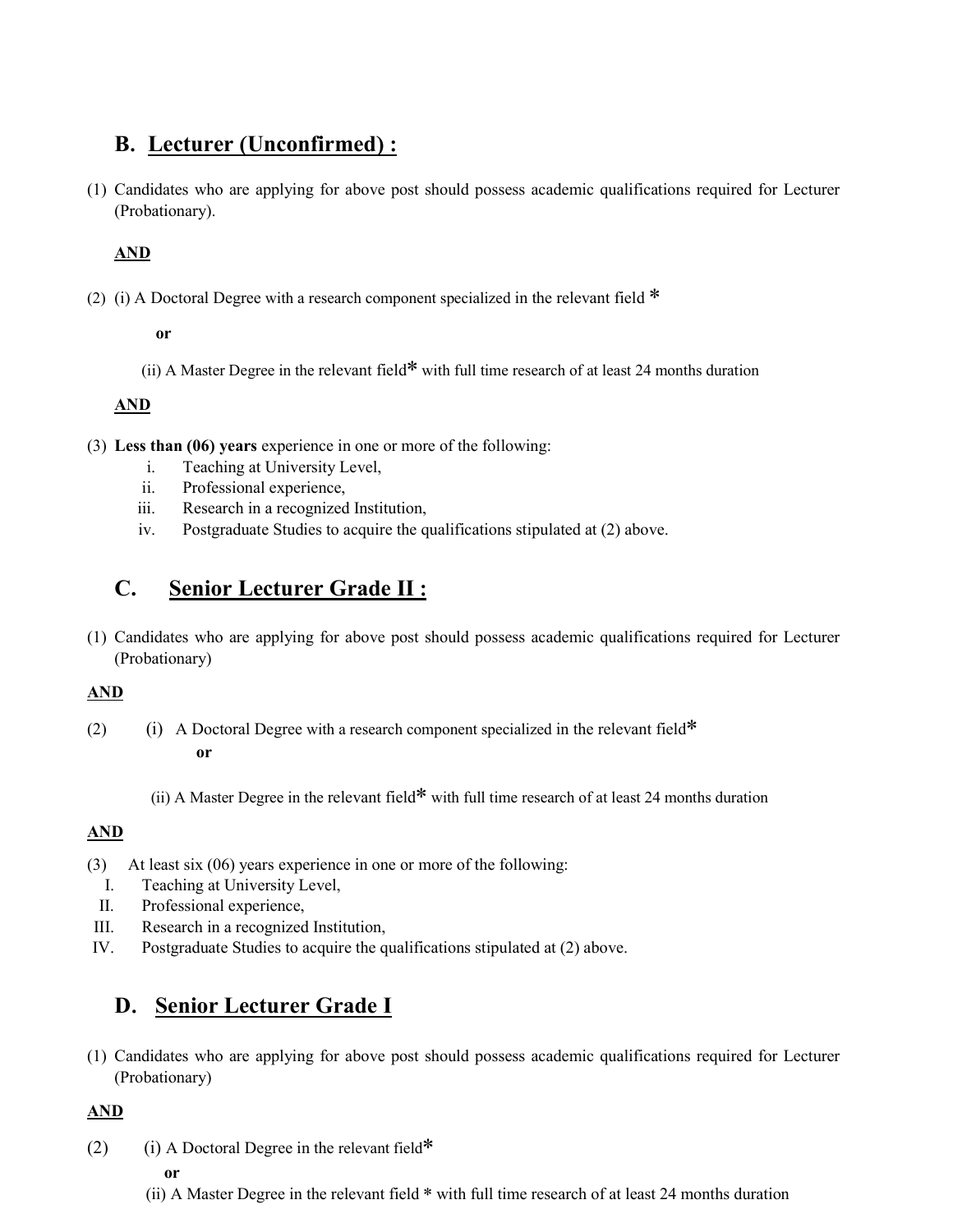## B. Lecturer (Unconfirmed) :

(1) Candidates who are applying for above post should possess academic qualifications required for Lecturer (Probationary).

**AND**

(2) (i) A Doctoral Degree with a research component specialized in the relevant field *

**or**

(ii) A Master Degree in the relevant field* with full time research of at least 24 months duration

**AND**

(3) **Less than (06) years** experience in one or more of the following:
   i. Teaching at University Level,
   ii. Professional experience,
   iii. Research in a recognized Institution,
   iv. Postgraduate Studies to acquire the qualifications stipulated at (2) above.

## C. Senior Lecturer Grade II :

(1) Candidates who are applying for above post should possess academic qualifications required for Lecturer (Probationary)

**AND**

(2) (i) A Doctoral Degree with a research component specialized in the relevant field*

**or**

(ii) A Master Degree in the relevant field* with full time research of at least 24 months duration

**AND**

(3) At least six (06) years experience in one or more of the following:
   I. Teaching at University Level,
   II. Professional experience,
   III. Research in a recognized Institution,
   IV. Postgraduate Studies to acquire the qualifications stipulated at (2) above.

## D. Senior Lecturer Grade I

(1) Candidates who are applying for above post should possess academic qualifications required for Lecturer (Probationary)

**AND**

(2) (i) A Doctoral Degree in the relevant field*

**or**

(ii) A Master Degree in the relevant field * with full time research of at least 24 months duration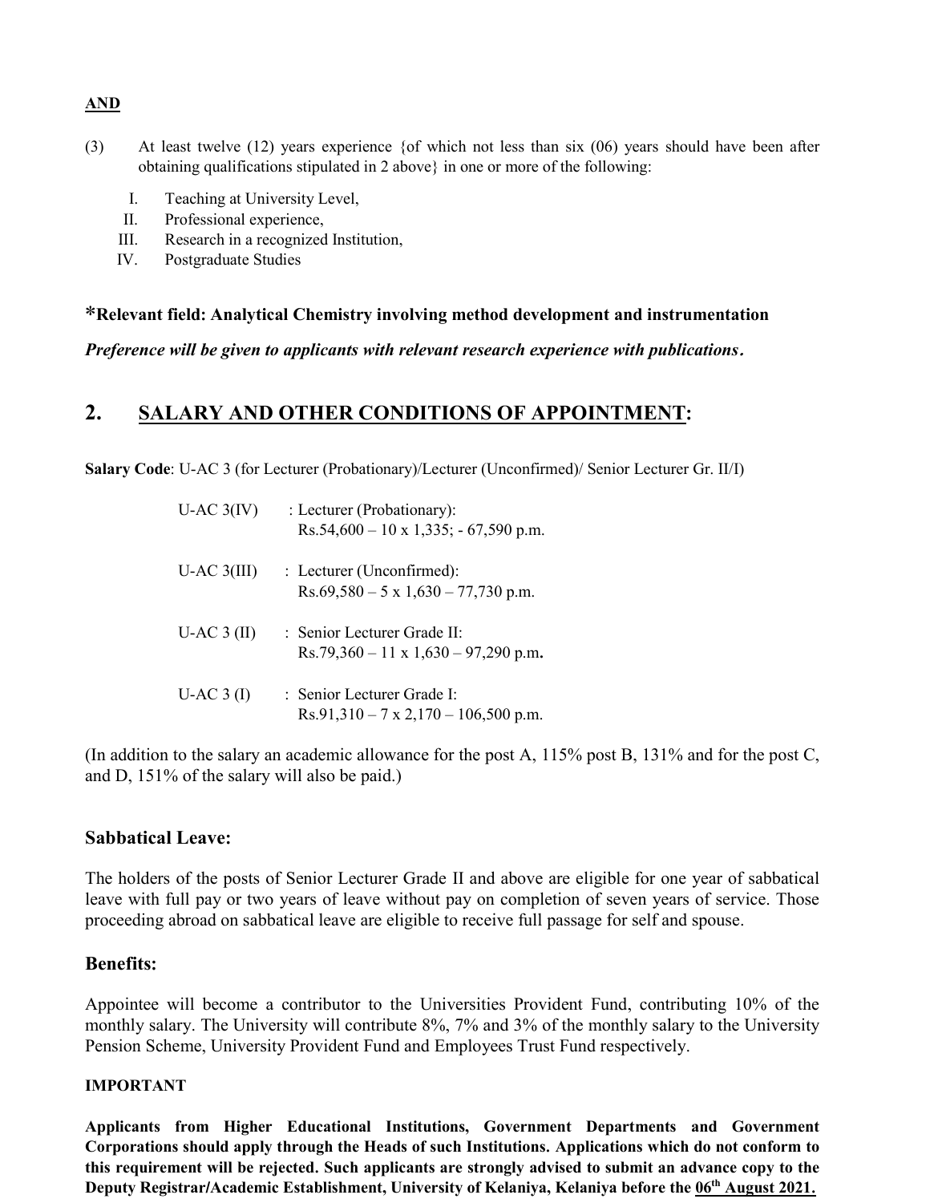**AND**

(3) At least twelve (12) years experience {of which not less than six (06) years should have been after obtaining qualifications stipulated in 2 above} in one or more of the following:

I. Teaching at University Level,
II. Professional experience,
III. Research in a recognized Institution,
IV. Postgraduate Studies

**\*Relevant field: Analytical Chemistry involving method development and instrumentation**

***Preference will be given to applicants with relevant research experience with publications.***

## 2. SALARY AND OTHER CONDITIONS OF APPOINTMENT:

**Salary Code**: U-AC 3 (for Lecturer (Probationary)/Lecturer (Unconfirmed)/ Senior Lecturer Gr. II/I)

U-AC 3(IV) : Lecturer (Probationary):
Rs.54,600 – 10 x 1,335; - 67,590 p.m.

U-AC 3(III) : Lecturer (Unconfirmed):
Rs.69,580 – 5 x 1,630 – 77,730 p.m.

U-AC 3 (II) : Senior Lecturer Grade II:
Rs.79,360 – 11 x 1,630 – 97,290 p.m.

U-AC 3 (I) : Senior Lecturer Grade I:
Rs.91,310 – 7 x 2,170 – 106,500 p.m.

(In addition to the salary an academic allowance for the post A, 115% post B, 131% and for the post C, and D, 151% of the salary will also be paid.)

### Sabbatical Leave:

The holders of the posts of Senior Lecturer Grade II and above are eligible for one year of sabbatical leave with full pay or two years of leave without pay on completion of seven years of service. Those proceeding abroad on sabbatical leave are eligible to receive full passage for self and spouse.

### Benefits:

Appointee will become a contributor to the Universities Provident Fund, contributing 10% of the monthly salary. The University will contribute 8%, 7% and 3% of the monthly salary to the University Pension Scheme, University Provident Fund and Employees Trust Fund respectively.

**IMPORTANT**

**Applicants from Higher Educational Institutions, Government Departments and Government Corporations should apply through the Heads of such Institutions. Applications which do not conform to this requirement will be rejected. Such applicants are strongly advised to submit an advance copy to the Deputy Registrar/Academic Establishment, University of Kelaniya, Kelaniya before the 06th August 2021.**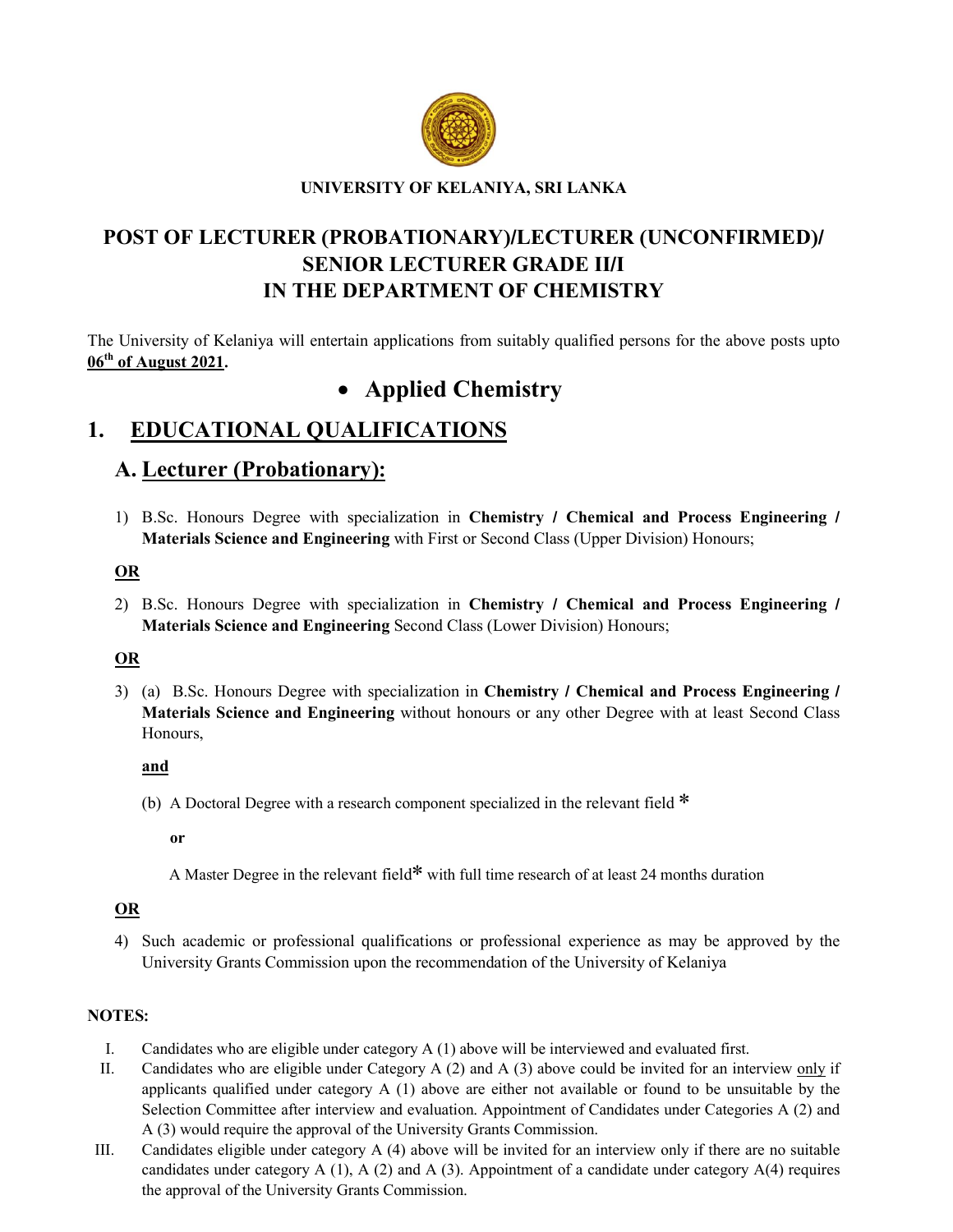**UNIVERSITY OF KELANIYA, SRI LANKA**

# POST OF LECTURER (PROBATIONARY)/LECTURER (UNCONFIRMED)/ SENIOR LECTURER GRADE II/I IN THE DEPARTMENT OF CHEMISTRY

The University of Kelaniya will entertain applications from suitably qualified persons for the above posts upto **06th of August 2021**.

- **Applied Chemistry**

## 1. EDUCATIONAL QUALIFICATIONS

### A. Lecturer (Probationary):

1) B.Sc. Honours Degree with specialization in **Chemistry / Chemical and Process Engineering / Materials Science and Engineering** with First or Second Class (Upper Division) Honours;

**OR**

2) B.Sc. Honours Degree with specialization in **Chemistry / Chemical and Process Engineering / Materials Science and Engineering** Second Class (Lower Division) Honours;

**OR**

3) (a) B.Sc. Honours Degree with specialization in **Chemistry / Chemical and Process Engineering / Materials Science and Engineering** without honours or any other Degree with at least Second Class Honours,

   **and**

   (b) A Doctoral Degree with a research component specialized in the relevant field *

   **or**

   A Master Degree in the relevant field* with full time research of at least 24 months duration

**OR**

4) Such academic or professional qualifications or professional experience as may be approved by the University Grants Commission upon the recommendation of the University of Kelaniya

**NOTES:**

I. Candidates who are eligible under category A (1) above will be interviewed and evaluated first.

II. Candidates who are eligible under Category A (2) and A (3) above could be invited for an interview only if applicants qualified under category A (1) above are either not available or found to be unsuitable by the Selection Committee after interview and evaluation. Appointment of Candidates under Categories A (2) and A (3) would require the approval of the University Grants Commission.

III. Candidates eligible under category A (4) above will be invited for an interview only if there are no suitable candidates under category A (1), A (2) and A (3). Appointment of a candidate under category A(4) requires the approval of the University Grants Commission.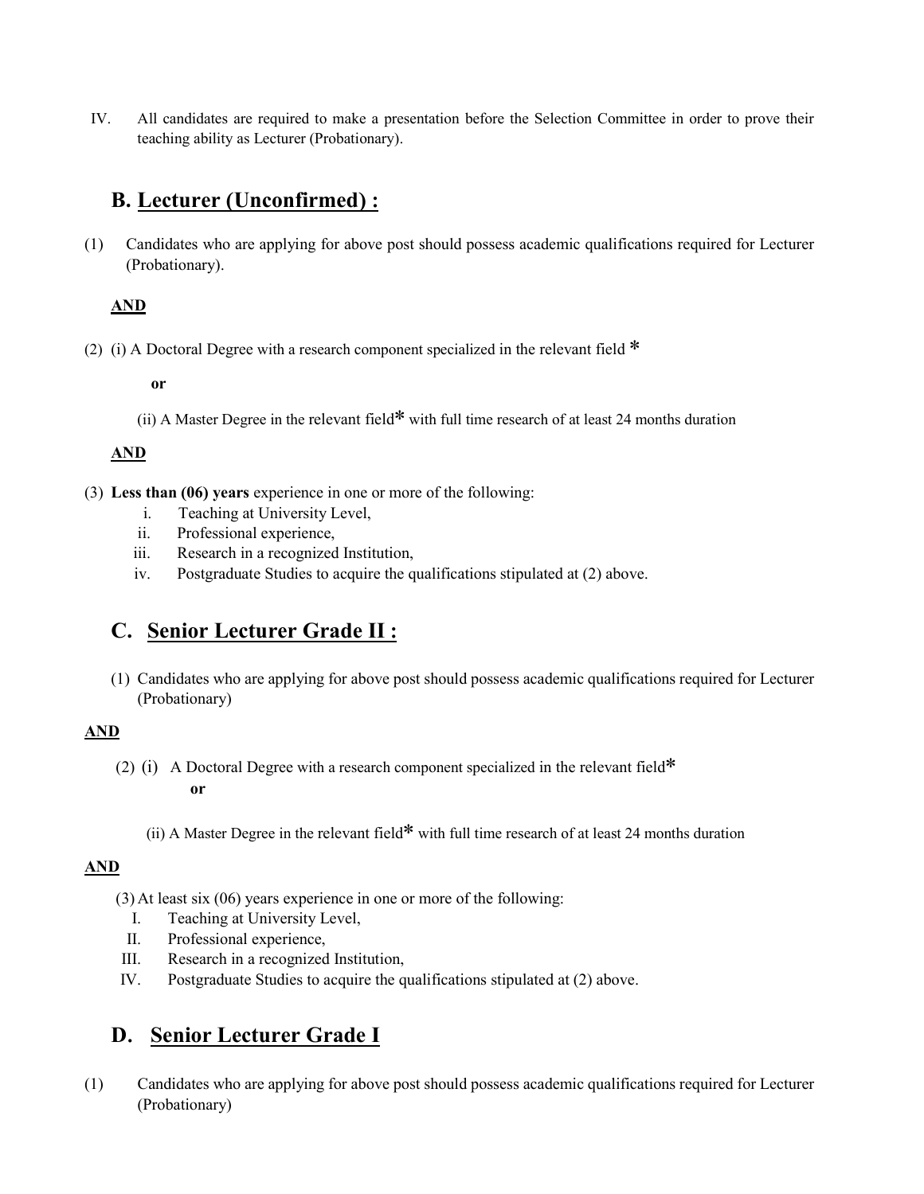IV. All candidates are required to make a presentation before the Selection Committee in order to prove their teaching ability as Lecturer (Probationary).

## B. Lecturer (Unconfirmed) :

(1) Candidates who are applying for above post should possess academic qualifications required for Lecturer (Probationary).

**AND**

(2) (i) A Doctoral Degree with a research component specialized in the relevant field *

**or**

(ii) A Master Degree in the relevant field* with full time research of at least 24 months duration

**AND**

(3) **Less than (06) years** experience in one or more of the following:

i. Teaching at University Level,
ii. Professional experience,
iii. Research in a recognized Institution,
iv. Postgraduate Studies to acquire the qualifications stipulated at (2) above.

## C. Senior Lecturer Grade II :

(1) Candidates who are applying for above post should possess academic qualifications required for Lecturer (Probationary)

**AND**

(2) (i) A Doctoral Degree with a research component specialized in the relevant field*

**or**

(ii) A Master Degree in the relevant field* with full time research of at least 24 months duration

**AND**

(3) At least six (06) years experience in one or more of the following:

I. Teaching at University Level,
II. Professional experience,
III. Research in a recognized Institution,
IV. Postgraduate Studies to acquire the qualifications stipulated at (2) above.

## D. Senior Lecturer Grade I

(1) Candidates who are applying for above post should possess academic qualifications required for Lecturer (Probationary)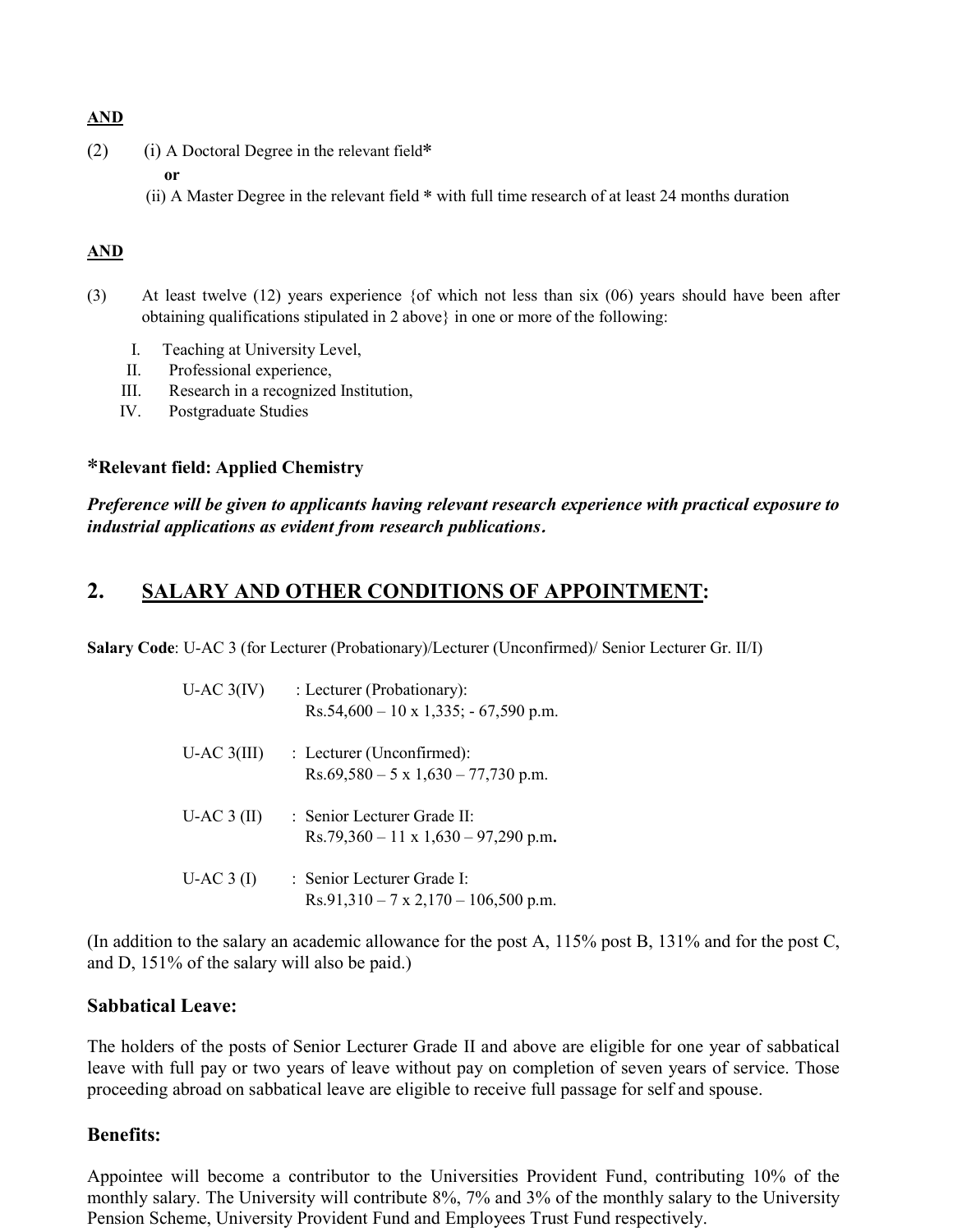**AND**

(2) (i) A Doctoral Degree in the relevant field*

**or**

(ii) A Master Degree in the relevant field * with full time research of at least 24 months duration

**AND**

(3) At least twelve (12) years experience {of which not less than six (06) years should have been after obtaining qualifications stipulated in 2 above} in one or more of the following:

I. Teaching at University Level,
II. Professional experience,
III. Research in a recognized Institution,
IV. Postgraduate Studies

**\*Relevant field: Applied Chemistry**

***Preference will be given to applicants having relevant research experience with practical exposure to industrial applications as evident from research publications.***

## 2. SALARY AND OTHER CONDITIONS OF APPOINTMENT:

**Salary Code**: U-AC 3 (for Lecturer (Probationary)/Lecturer (Unconfirmed)/ Senior Lecturer Gr. II/I)

U-AC 3(IV) : Lecturer (Probationary):
Rs.54,600 – 10 x 1,335; - 67,590 p.m.

U-AC 3(III) : Lecturer (Unconfirmed):
Rs.69,580 – 5 x 1,630 – 77,730 p.m.

U-AC 3 (II) : Senior Lecturer Grade II:
Rs.79,360 – 11 x 1,630 – 97,290 p.m.

U-AC 3 (I) : Senior Lecturer Grade I:
Rs.91,310 – 7 x 2,170 – 106,500 p.m.

(In addition to the salary an academic allowance for the post A, 115% post B, 131% and for the post C, and D, 151% of the salary will also be paid.)

### Sabbatical Leave:

The holders of the posts of Senior Lecturer Grade II and above are eligible for one year of sabbatical leave with full pay or two years of leave without pay on completion of seven years of service. Those proceeding abroad on sabbatical leave are eligible to receive full passage for self and spouse.

### Benefits:

Appointee will become a contributor to the Universities Provident Fund, contributing 10% of the monthly salary. The University will contribute 8%, 7% and 3% of the monthly salary to the University Pension Scheme, University Provident Fund and Employees Trust Fund respectively.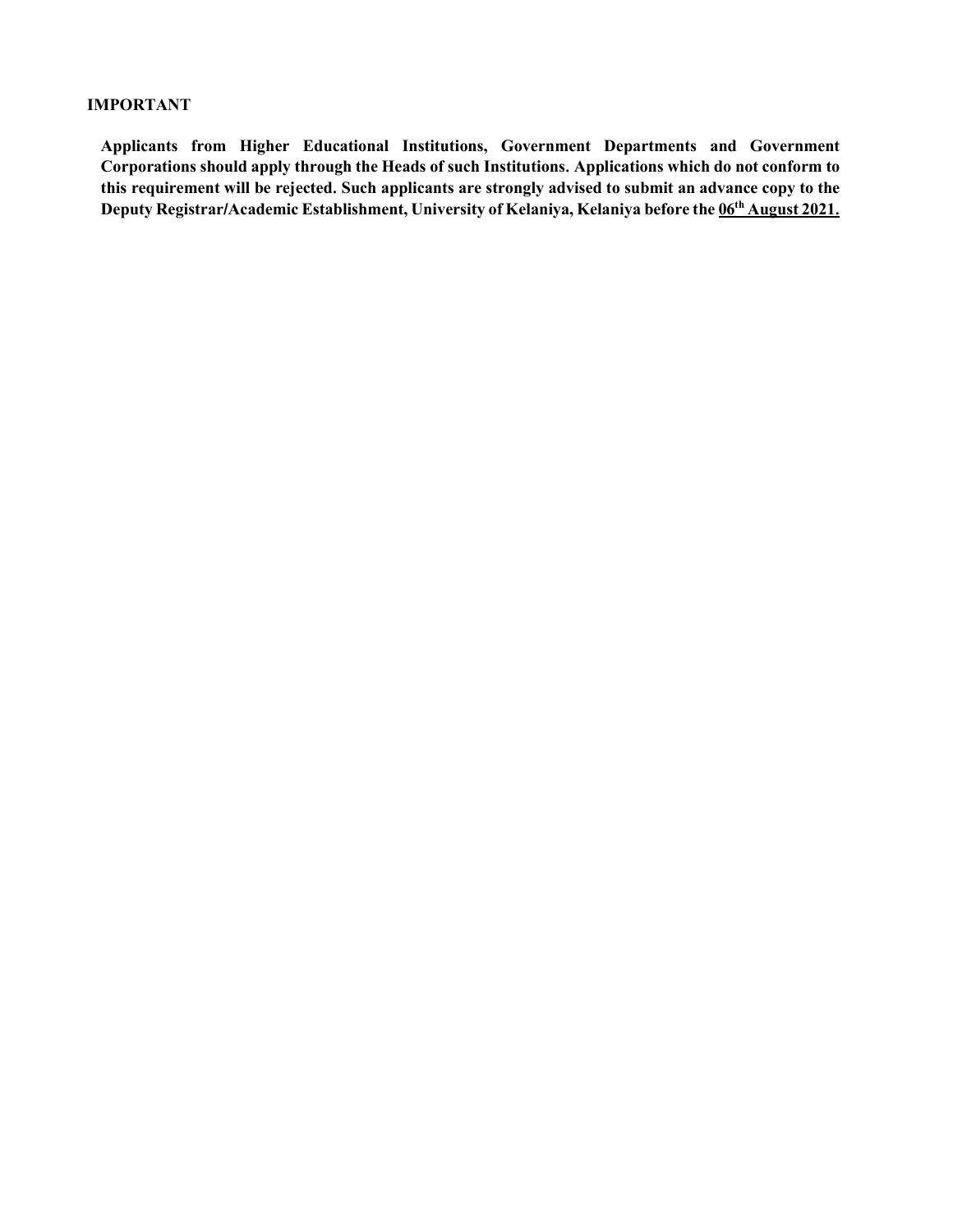**IMPORTANT**

**Applicants from Higher Educational Institutions, Government Departments and Government Corporations should apply through the Heads of such Institutions. Applications which do not conform to this requirement will be rejected. Such applicants are strongly advised to submit an advance copy to the Deputy Registrar/Academic Establishment, University of Kelaniya, Kelaniya before the 06th August 2021.**